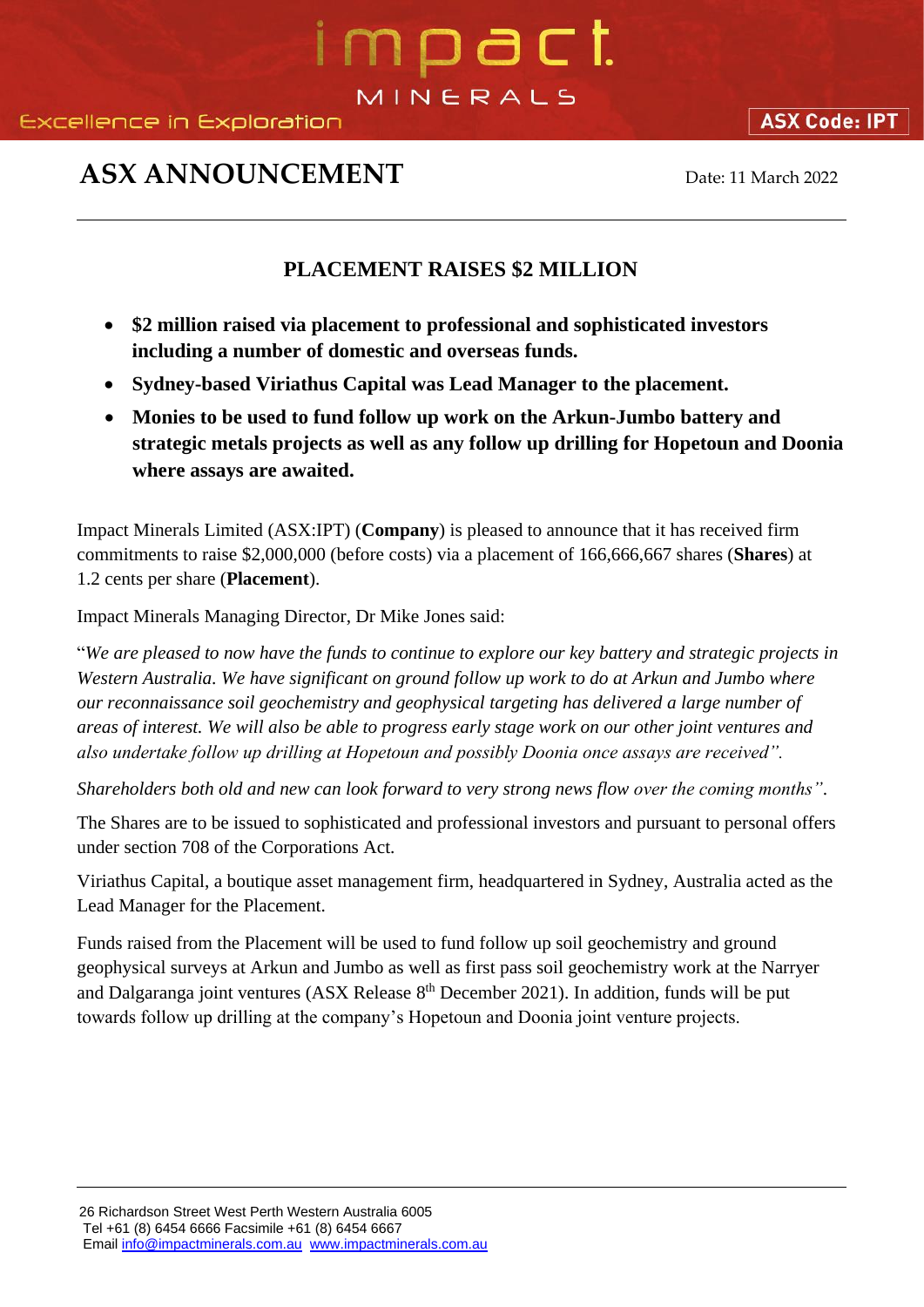# ASX ANNOUNCEMENT

Date: 11 March 2022

## PLACEMENT RAISES $2 MILLION

- **$2 million raised via placement to professional and sophisticated investors including a number of domestic and overseas funds.**
- **Sydney-based Viriathus Capital was Lead Manager to the placement.**
- **Monies to be used to fund follow up work on the Arkun-Jumbo battery and strategic metals projects as well as any follow up drilling for Hopetoun and Doonia where assays are awaited.**

Impact Minerals Limited (ASX:IPT) (**Company**) is pleased to announce that it has received firm commitments to raise $2,000,000 (before costs) via a placement of 166,666,667 shares (**Shares**) at 1.2 cents per share (**Placement**).

Impact Minerals Managing Director, Dr Mike Jones said:

"*We are pleased to now have the funds to continue to explore our key battery and strategic projects in Western Australia. We have significant on ground follow up work to do at Arkun and Jumbo where our reconnaissance soil geochemistry and geophysical targeting has delivered a large number of areas of interest. We will also be able to progress early stage work on our other joint ventures and also undertake follow up drilling at Hopetoun and possibly Doonia once assays are received".*

*Shareholders both old and new can look forward to very strong news flow over the coming months"*.

The Shares are to be issued to sophisticated and professional investors and pursuant to personal offers under section 708 of the Corporations Act.

Viriathus Capital, a boutique asset management firm, headquartered in Sydney, Australia acted as the Lead Manager for the Placement.

Funds raised from the Placement will be used to fund follow up soil geochemistry and ground geophysical surveys at Arkun and Jumbo as well as first pass soil geochemistry work at the Narryer and Dalgaranga joint ventures (ASX Release 8th December 2021). In addition, funds will be put towards follow up drilling at the company's Hopetoun and Doonia joint venture projects.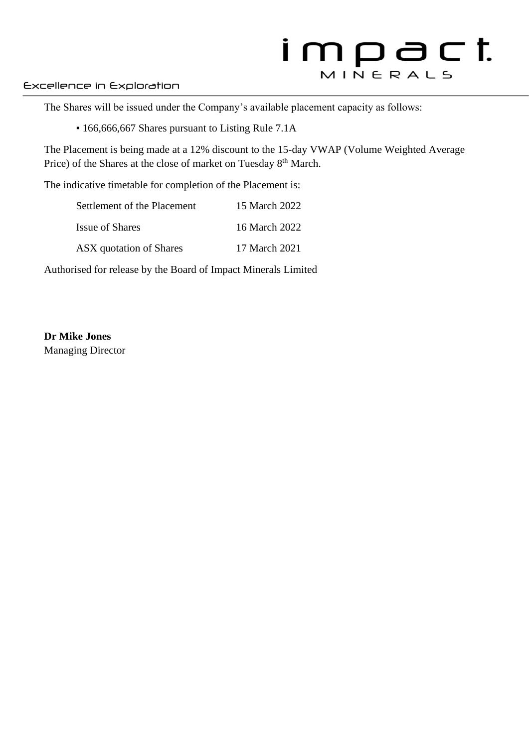The Shares will be issued under the Company's available placement capacity as follows:

▪ 166,666,667 Shares pursuant to Listing Rule 7.1A

The Placement is being made at a 12% discount to the 15-day VWAP (Volume Weighted Average Price) of the Shares at the close of market on Tuesday 8th March.

The indicative timetable for completion of the Placement is:

| | |
|---|---|
| Settlement of the Placement | 15 March 2022 |
| Issue of Shares | 16 March 2022 |
| ASX quotation of Shares | 17 March 2021 |

Authorised for release by the Board of Impact Minerals Limited

**Dr Mike Jones**
Managing Director